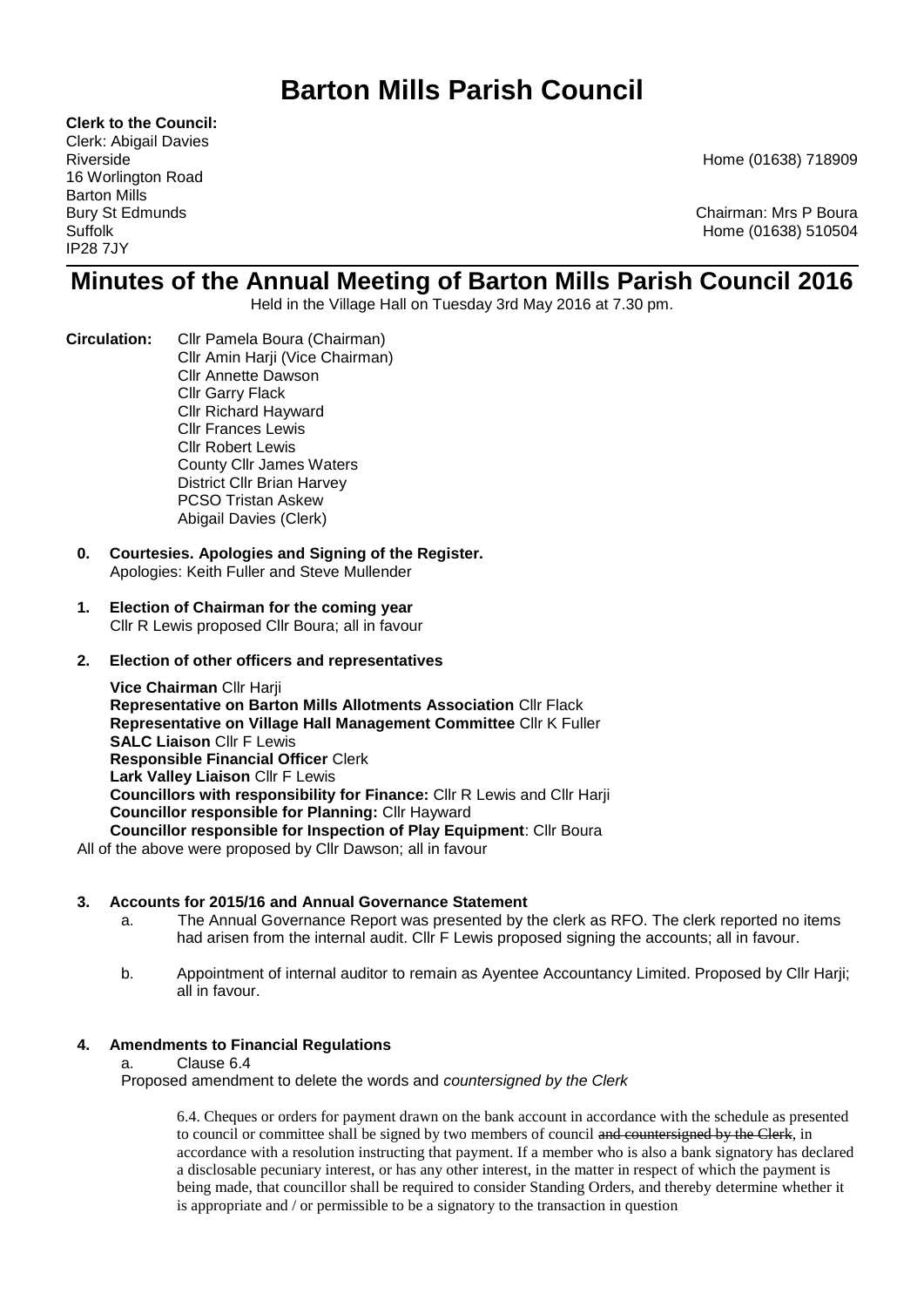# Barton Mills Parish Council

**Clerk to the Council:**
Clerk: Abigail Davies
Riverside
16 Worlington Road
Barton Mills
Bury St Edmunds
Suffolk
IP28 7JY

Home (01638) 718909

Chairman: Mrs P Boura
Home (01638) 510504

## Minutes of the Annual Meeting of Barton Mills Parish Council 2016

Held in the Village Hall on Tuesday 3rd May 2016 at 7.30 pm.

**Circulation:** Cllr Pamela Boura (Chairman)
Cllr Amin Harji (Vice Chairman)
Cllr Annette Dawson
Cllr Garry Flack
Cllr Richard Hayward
Cllr Frances Lewis
Cllr Robert Lewis
County Cllr James Waters
District Cllr Brian Harvey
PCSO Tristan Askew
Abigail Davies (Clerk)

**0. Courtesies. Apologies and Signing of the Register.**
Apologies: Keith Fuller and Steve Mullender

**1. Election of Chairman for the coming year**
Cllr R Lewis proposed Cllr Boura; all in favour

**2. Election of other officers and representatives**

**Vice Chairman** Cllr Harji
**Representative on Barton Mills Allotments Association** Cllr Flack
**Representative on Village Hall Management Committee** Cllr K Fuller
**SALC Liaison** Cllr F Lewis
**Responsible Financial Officer** Clerk
**Lark Valley Liaison** Cllr F Lewis
**Councillors with responsibility for Finance:** Cllr R Lewis and Cllr Harji
**Councillor responsible for Planning:** Cllr Hayward
**Councillor responsible for Inspection of Play Equipment**: Cllr Boura

All of the above were proposed by Cllr Dawson; all in favour

**3. Accounts for 2015/16 and Annual Governance Statement**

a. The Annual Governance Report was presented by the clerk as RFO. The clerk reported no items had arisen from the internal audit. Cllr F Lewis proposed signing the accounts; all in favour.

b. Appointment of internal auditor to remain as Ayentee Accountancy Limited. Proposed by Cllr Harji; all in favour.

**4. Amendments to Financial Regulations**

a. Clause 6.4

Proposed amendment to delete the words and *countersigned by the Clerk*

> 6.4. Cheques or orders for payment drawn on the bank account in accordance with the schedule as presented to council or committee shall be signed by two members of council ~~and countersigned by the Clerk~~, in accordance with a resolution instructing that payment. If a member who is also a bank signatory has declared a disclosable pecuniary interest, or has any other interest, in the matter in respect of which the payment is being made, that councillor shall be required to consider Standing Orders, and thereby determine whether it is appropriate and / or permissible to be a signatory to the transaction in question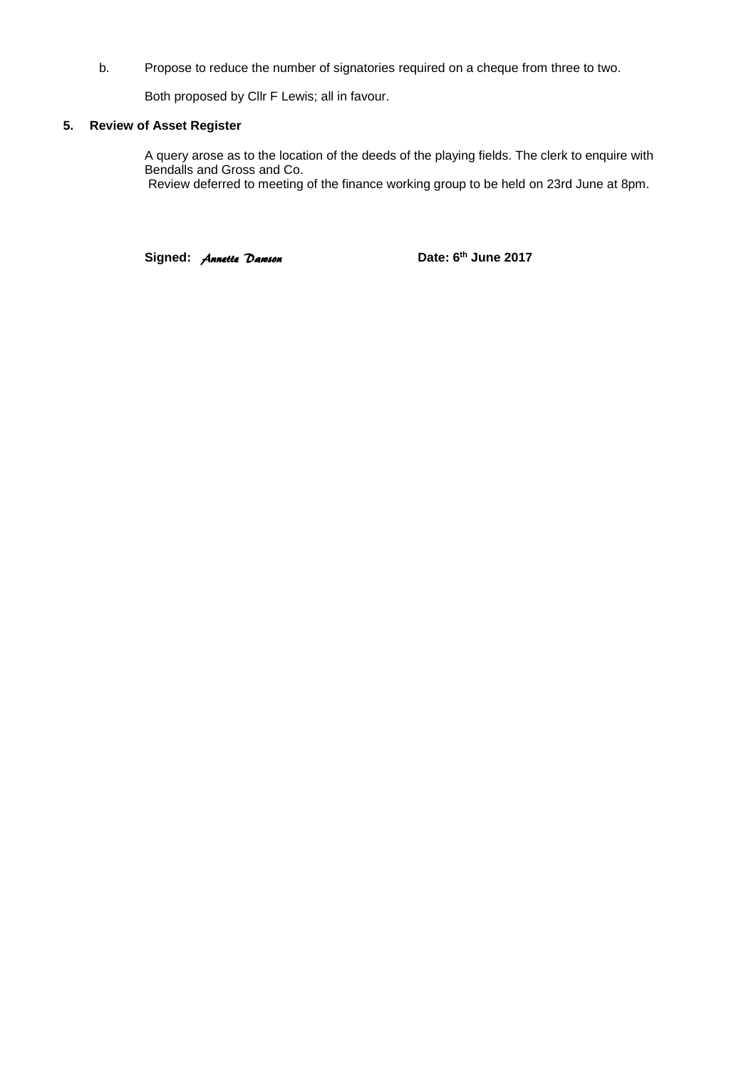b. Propose to reduce the number of signatories required on a cheque from three to two.

Both proposed by Cllr F Lewis; all in favour.

**5. Review of Asset Register**

A query arose as to the location of the deeds of the playing fields. The clerk to enquire with Bendalls and Gross and Co.
Review deferred to meeting of the finance working group to be held on 23rd June at 8pm.

**Signed:** *Annette Dawson* **Date: 6th June 2017**